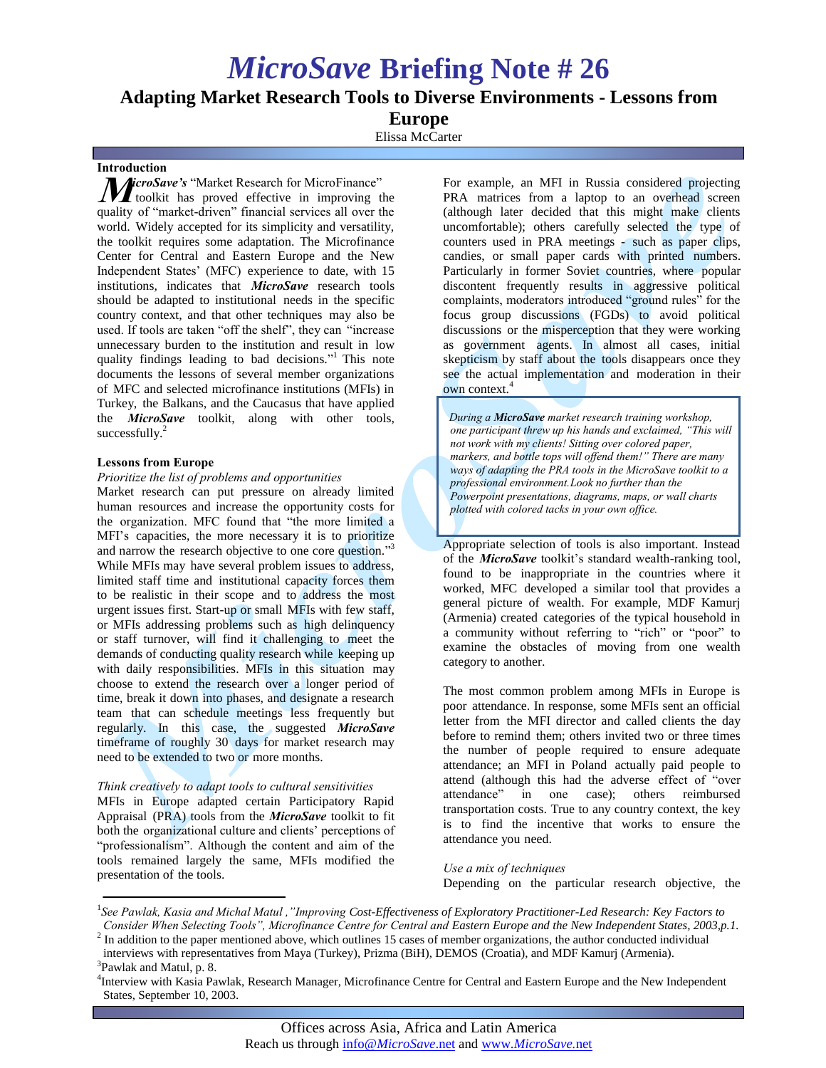# *MicroSave* Briefing Note # 26

## Adapting Market Research Tools to Diverse Environments - Lessons from Europe

Elissa McCarter

### Introduction

***MicroSave's*** "Market Research for MicroFinance" toolkit has proved effective in improving the quality of "market-driven" financial services all over the world. Widely accepted for its simplicity and versatility, the toolkit requires some adaptation. The Microfinance Center for Central and Eastern Europe and the New Independent States' (MFC) experience to date, with 15 institutions, indicates that ***MicroSave*** research tools should be adapted to institutional needs in the specific country context, and that other techniques may also be used. If tools are taken "off the shelf", they can "increase unnecessary burden to the institution and result in low quality findings leading to bad decisions."[1] This note documents the lessons of several member organizations of MFC and selected microfinance institutions (MFIs) in Turkey, the Balkans, and the Caucasus that have applied the ***MicroSave*** toolkit, along with other tools, successfully.[2]

### Lessons from Europe

*Prioritize the list of problems and opportunities*

Market research can put pressure on already limited human resources and increase the opportunity costs for the organization. MFC found that "the more limited a MFI's capacities, the more necessary it is to prioritize and narrow the research objective to one core question."[3] While MFIs may have several problem issues to address, limited staff time and institutional capacity forces them to be realistic in their scope and to address the most urgent issues first. Start-up or small MFIs with few staff, or MFIs addressing problems such as high delinquency or staff turnover, will find it challenging to meet the demands of conducting quality research while keeping up with daily responsibilities. MFIs in this situation may choose to extend the research over a longer period of time, break it down into phases, and designate a research team that can schedule meetings less frequently but regularly. In this case, the suggested ***MicroSave*** timeframe of roughly 30 days for market research may need to be extended to two or more months.

*Think creatively to adapt tools to cultural sensitivities*

MFIs in Europe adapted certain Participatory Rapid Appraisal (PRA) tools from the ***MicroSave*** toolkit to fit both the organizational culture and clients' perceptions of "professionalism". Although the content and aim of the tools remained largely the same, MFIs modified the presentation of the tools.

For example, an MFI in Russia considered projecting PRA matrices from a laptop to an overhead screen (although later decided that this might make clients uncomfortable); others carefully selected the type of counters used in PRA meetings - such as paper clips, candies, or small paper cards with printed numbers. Particularly in former Soviet countries, where popular discontent frequently results in aggressive political complaints, moderators introduced "ground rules" for the focus group discussions (FGDs) to avoid political discussions or the misperception that they were working as government agents. In almost all cases, initial skepticism by staff about the tools disappears once they see the actual implementation and moderation in their own context.[4]

> *During a **MicroSave** market research training workshop, one participant threw up his hands and exclaimed, "This will not work with my clients! Sitting over colored paper, markers, and bottle tops will offend them!" There are many ways of adapting the PRA tools in the MicroSave toolkit to a professional environment.Look no further than the Powerpoint presentations, diagrams, maps, or wall charts plotted with colored tacks in your own office.*

Appropriate selection of tools is also important. Instead of the ***MicroSave*** toolkit's standard wealth-ranking tool, found to be inappropriate in the countries where it worked, MFC developed a similar tool that provides a general picture of wealth. For example, MDF Kamurj (Armenia) created categories of the typical household in a community without referring to "rich" or "poor" to examine the obstacles of moving from one wealth category to another.

The most common problem among MFIs in Europe is poor attendance. In response, some MFIs sent an official letter from the MFI director and called clients the day before to remind them; others invited two or three times the number of people required to ensure adequate attendance; an MFI in Poland actually paid people to attend (although this had the adverse effect of "over attendance" in one case); others reimbursed transportation costs. True to any country context, the key is to find the incentive that works to ensure the attendance you need.

*Use a mix of techniques*

Depending on the particular research objective, the

---

[1] *See Pawlak, Kasia and Michal Matul ,"Improving Cost-Effectiveness of Exploratory Practitioner-Led Research: Key Factors to Consider When Selecting Tools", Microfinance Centre for Central and Eastern Europe and the New Independent States, 2003,p.1.*

[2] In addition to the paper mentioned above, which outlines 15 cases of member organizations, the author conducted individual interviews with representatives from Maya (Turkey), Prizma (BiH), DEMOS (Croatia), and MDF Kamurj (Armenia).

[3] Pawlak and Matul, p. 8.

[4] Interview with Kasia Pawlak, Research Manager, Microfinance Centre for Central and Eastern Europe and the New Independent States, September 10, 2003.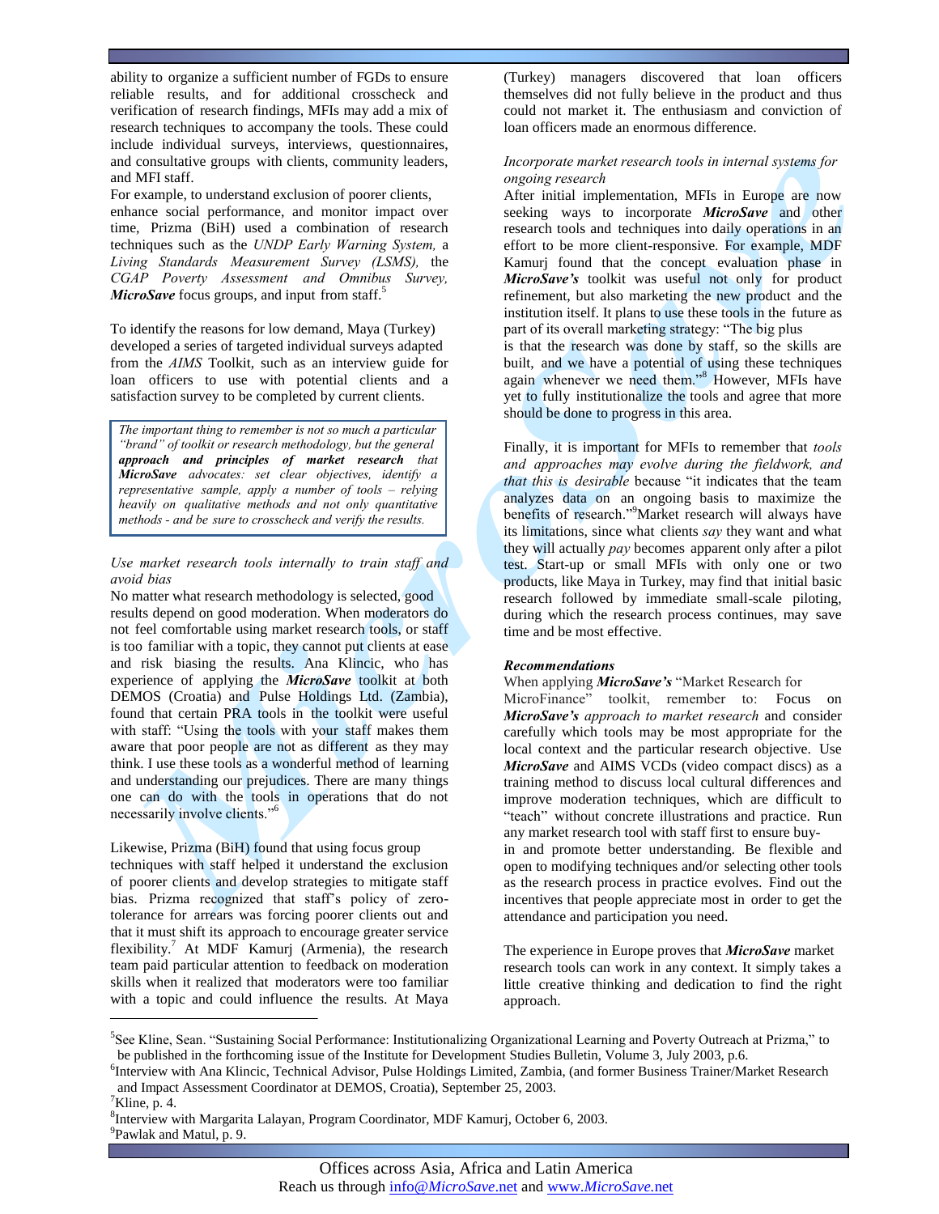ability to organize a sufficient number of FGDs to ensure reliable results, and for additional crosscheck and verification of research findings, MFIs may add a mix of research techniques to accompany the tools. These could include individual surveys, interviews, questionnaires, and consultative groups with clients, community leaders, and MFI staff.

For example, to understand exclusion of poorer clients, enhance social performance, and monitor impact over time, Prizma (BiH) used a combination of research techniques such as the *UNDP Early Warning System,* a *Living Standards Measurement Survey (LSMS),* the *CGAP Poverty Assessment and Omnibus Survey,* ***MicroSave*** focus groups, and input from staff.[5]

To identify the reasons for low demand, Maya (Turkey) developed a series of targeted individual surveys adapted from the *AIMS* Toolkit, such as an interview guide for loan officers to use with potential clients and a satisfaction survey to be completed by current clients.

> *The important thing to remember is not so much a particular "brand" of toolkit or research methodology, but the general* ***approach and principles of market research*** *that* ***MicroSave*** *advocates: set clear objectives, identify a representative sample, apply a number of tools – relying heavily on qualitative methods and not only quantitative methods - and be sure to crosscheck and verify the results.*

*Use market research tools internally to train staff and avoid bias*

No matter what research methodology is selected, good results depend on good moderation. When moderators do not feel comfortable using market research tools, or staff is too familiar with a topic, they cannot put clients at ease and risk biasing the results. Ana Klincic, who has experience of applying the ***MicroSave*** toolkit at both DEMOS (Croatia) and Pulse Holdings Ltd. (Zambia), found that certain PRA tools in the toolkit were useful with staff: "Using the tools with your staff makes them aware that poor people are not as different as they may think. I use these tools as a wonderful method of learning and understanding our prejudices. There are many things one can do with the tools in operations that do not necessarily involve clients."[6]

Likewise, Prizma (BiH) found that using focus group techniques with staff helped it understand the exclusion of poorer clients and develop strategies to mitigate staff bias. Prizma recognized that staff's policy of zero-tolerance for arrears was forcing poorer clients out and that it must shift its approach to encourage greater service flexibility.[7] At MDF Kamurj (Armenia), the research team paid particular attention to feedback on moderation skills when it realized that moderators were too familiar with a topic and could influence the results. At Maya (Turkey) managers discovered that loan officers themselves did not fully believe in the product and thus could not market it. The enthusiasm and conviction of loan officers made an enormous difference.

*Incorporate market research tools in internal systems for ongoing research*

After initial implementation, MFIs in Europe are now seeking ways to incorporate ***MicroSave*** and other research tools and techniques into daily operations in an effort to be more client-responsive. For example, MDF Kamurj found that the concept evaluation phase in ***MicroSave's*** toolkit was useful not only for product refinement, but also marketing the new product and the institution itself. It plans to use these tools in the future as part of its overall marketing strategy: "The big plus is that the research was done by staff, so the skills are built, and we have a potential of using these techniques again whenever we need them."[8] However, MFIs have yet to fully institutionalize the tools and agree that more should be done to progress in this area.

Finally, it is important for MFIs to remember that *tools and approaches may evolve during the fieldwork, and that this is desirable* because "it indicates that the team analyzes data on an ongoing basis to maximize the benefits of research."[9]Market research will always have its limitations, since what clients *say* they want and what they will actually *pay* becomes apparent only after a pilot test. Start-up or small MFIs with only one or two products, like Maya in Turkey, may find that initial basic research followed by immediate small-scale piloting, during which the research process continues, may save time and be most effective.

***Recommendations***

When applying ***MicroSave's*** "Market Research for MicroFinance" toolkit, remember to: Focus on ***MicroSave's*** *approach to market research* and consider carefully which tools may be most appropriate for the local context and the particular research objective. Use ***MicroSave*** and AIMS VCDs (video compact discs) as a training method to discuss local cultural differences and improve moderation techniques, which are difficult to "teach" without concrete illustrations and practice. Run any market research tool with staff first to ensure buy-in and promote better understanding. Be flexible and open to modifying techniques and/or selecting other tools as the research process in practice evolves. Find out the incentives that people appreciate most in order to get the attendance and participation you need.

The experience in Europe proves that ***MicroSave*** market research tools can work in any context. It simply takes a little creative thinking and dedication to find the right approach.

---

[5] See Kline, Sean. "Sustaining Social Performance: Institutionalizing Organizational Learning and Poverty Outreach at Prizma," to be published in the forthcoming issue of the Institute for Development Studies Bulletin, Volume 3, July 2003, p.6.

[6] Interview with Ana Klincic, Technical Advisor, Pulse Holdings Limited, Zambia, (and former Business Trainer/Market Research and Impact Assessment Coordinator at DEMOS, Croatia), September 25, 2003.

[7] Kline, p. 4.

[8] Interview with Margarita Lalayan, Program Coordinator, MDF Kamurj, October 6, 2003.

[9] Pawlak and Matul, p. 9.